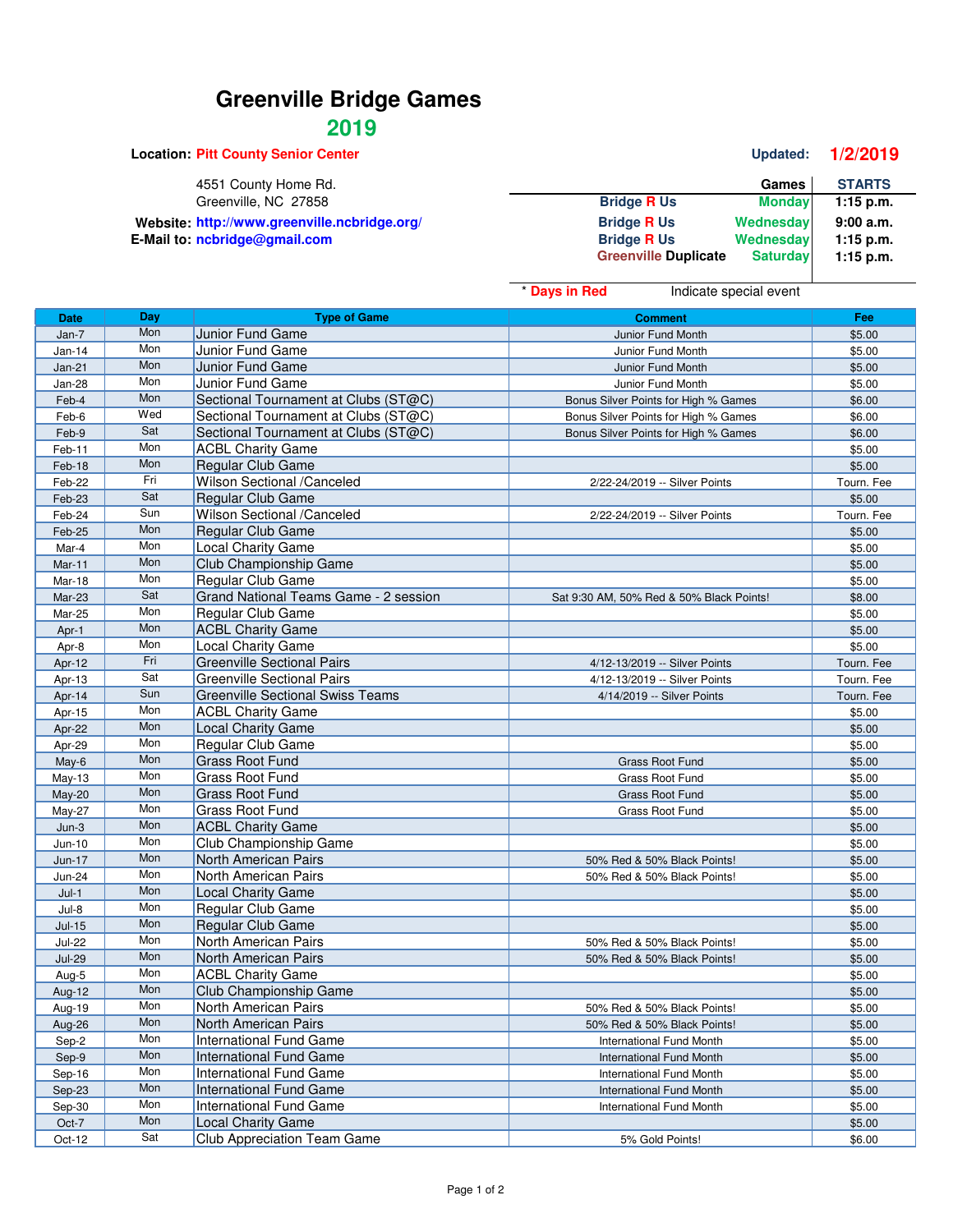# Greenville Bridge Games

## 2019

**Location:** Pitt County Senior Center

4551 County Home Rd.
Greenville, NC 27858

**Website:** http://www.greenville.ncbridge.org/
**E-Mail to:** ncbridge@gmail.com

**Updated:** 1/2/2019

| Games | | STARTS |
|---|---|---|
| Bridge R Us | Monday | 1:15 p.m. |
| Bridge R Us | Wednesday | 9:00 a.m. |
| Bridge R Us | Wednesday | 1:15 p.m. |
| Greenville Duplicate | Saturday | 1:15 p.m. |

\* Days in Red — Indicate special event

| Date | Day | Type of Game | Comment | Fee |
|---|---|---|---|---|
| Jan-7 | Mon | Junior Fund Game | Junior Fund Month | $5.00 |
| Jan-14 | Mon | Junior Fund Game | Junior Fund Month | $5.00 |
| Jan-21 | Mon | Junior Fund Game | Junior Fund Month | $5.00 |
| Jan-28 | Mon | Junior Fund Game | Junior Fund Month | $5.00 |
| Feb-4 | Mon | Sectional Tournament at Clubs (ST@C) | Bonus Silver Points for High % Games | $6.00 |
| Feb-6 | Wed | Sectional Tournament at Clubs (ST@C) | Bonus Silver Points for High % Games | $6.00 |
| Feb-9 | Sat | Sectional Tournament at Clubs (ST@C) | Bonus Silver Points for High % Games | $6.00 |
| Feb-11 | Mon | ACBL Charity Game | | $5.00 |
| Feb-18 | Mon | Regular Club Game | | $5.00 |
| Feb-22 | Fri | Wilson Sectional /Canceled | 2/22-24/2019 -- Silver Points | Tourn. Fee |
| Feb-23 | Sat | Regular Club Game | | $5.00 |
| Feb-24 | Sun | Wilson Sectional /Canceled | 2/22-24/2019 -- Silver Points | Tourn. Fee |
| Feb-25 | Mon | Regular Club Game | | $5.00 |
| Mar-4 | Mon | Local Charity Game | | $5.00 |
| Mar-11 | Mon | Club Championship Game | | $5.00 |
| Mar-18 | Mon | Regular Club Game | | $5.00 |
| Mar-23 | Sat | Grand National Teams Game - 2 session | Sat 9:30 AM, 50% Red & 50% Black Points! | $8.00 |
| Mar-25 | Mon | Regular Club Game | | $5.00 |
| Apr-1 | Mon | ACBL Charity Game | | $5.00 |
| Apr-8 | Mon | Local Charity Game | | $5.00 |
| Apr-12 | Fri | Greenville Sectional Pairs | 4/12-13/2019 -- Silver Points | Tourn. Fee |
| Apr-13 | Sat | Greenville Sectional Pairs | 4/12-13/2019 -- Silver Points | Tourn. Fee |
| Apr-14 | Sun | Greenville Sectional Swiss Teams | 4/14/2019 -- Silver Points | Tourn. Fee |
| Apr-15 | Mon | ACBL Charity Game | | $5.00 |
| Apr-22 | Mon | Local Charity Game | | $5.00 |
| Apr-29 | Mon | Regular Club Game | | $5.00 |
| May-6 | Mon | Grass Root Fund | Grass Root Fund | $5.00 |
| May-13 | Mon | Grass Root Fund | Grass Root Fund | $5.00 |
| May-20 | Mon | Grass Root Fund | Grass Root Fund | $5.00 |
| May-27 | Mon | Grass Root Fund | Grass Root Fund | $5.00 |
| Jun-3 | Mon | ACBL Charity Game | | $5.00 |
| Jun-10 | Mon | Club Championship Game | | $5.00 |
| Jun-17 | Mon | North American Pairs | 50% Red & 50% Black Points! | $5.00 |
| Jun-24 | Mon | North American Pairs | 50% Red & 50% Black Points! | $5.00 |
| Jul-1 | Mon | Local Charity Game | | $5.00 |
| Jul-8 | Mon | Regular Club Game | | $5.00 |
| Jul-15 | Mon | Regular Club Game | | $5.00 |
| Jul-22 | Mon | North American Pairs | 50% Red & 50% Black Points! | $5.00 |
| Jul-29 | Mon | North American Pairs | 50% Red & 50% Black Points! | $5.00 |
| Aug-5 | Mon | ACBL Charity Game | | $5.00 |
| Aug-12 | Mon | Club Championship Game | | $5.00 |
| Aug-19 | Mon | North American Pairs | 50% Red & 50% Black Points! | $5.00 |
| Aug-26 | Mon | North American Pairs | 50% Red & 50% Black Points! | $5.00 |
| Sep-2 | Mon | International Fund Game | International Fund Month | $5.00 |
| Sep-9 | Mon | International Fund Game | International Fund Month | $5.00 |
| Sep-16 | Mon | International Fund Game | International Fund Month | $5.00 |
| Sep-23 | Mon | International Fund Game | International Fund Month | $5.00 |
| Sep-30 | Mon | International Fund Game | International Fund Month | $5.00 |
| Oct-7 | Mon | Local Charity Game | | $5.00 |
| Oct-12 | Sat | Club Appreciation Team Game | 5% Gold Points! | $6.00 |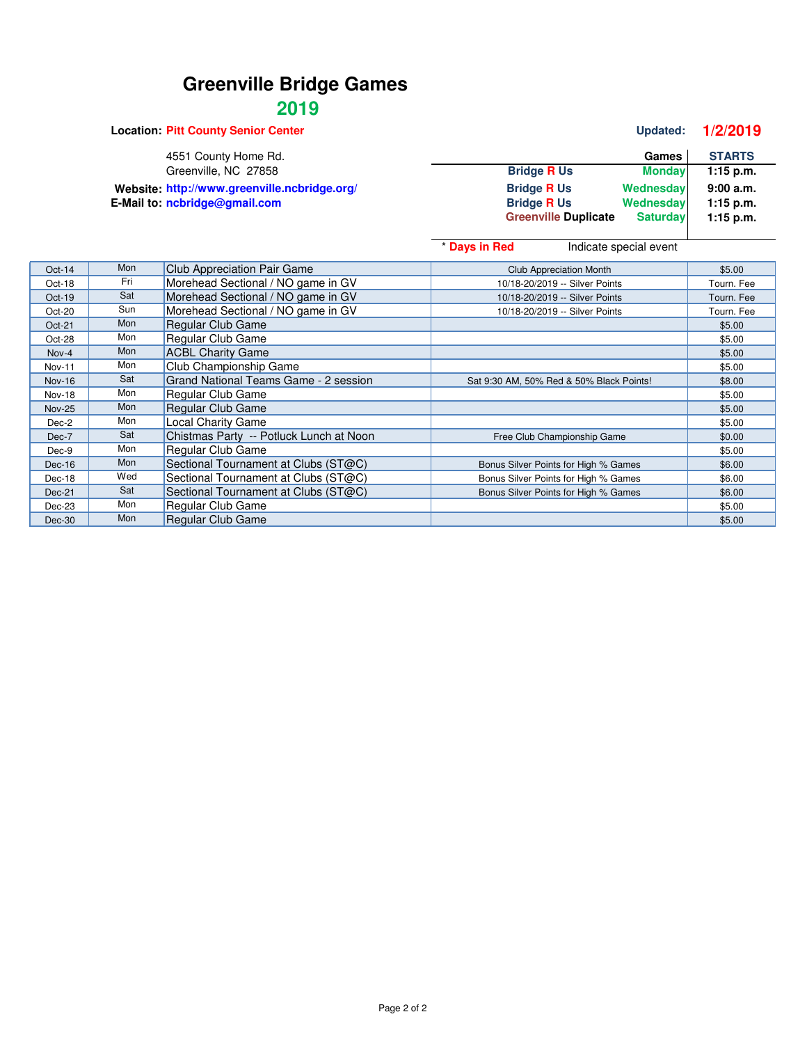# Greenville Bridge Games

## 2019

**Location:** Pitt County Senior Center

4551 County Home Rd.
Greenville, NC 27858

**Website:** http://www.greenville.ncbridge.org/
**E-Mail to:** ncbridge@gmail.com

**Updated:** 1/2/2019

| | Games | STARTS |
|---|---|---|
| Bridge R Us | Monday | 1:15 p.m. |
| Bridge R Us | Wednesday | 9:00 a.m. |
| Bridge R Us | Wednesday | 1:15 p.m. |
| Greenville Duplicate | Saturday | 1:15 p.m. |

\* **Days in Red** Indicate special event

| | | | | |
|---|---|---|---|---|
| Oct-14 | Mon | Club Appreciation Pair Game | Club Appreciation Month | $5.00 |
| Oct-18 | Fri | Morehead Sectional / NO game in GV | 10/18-20/2019 -- Silver Points | Tourn. Fee |
| Oct-19 | Sat | Morehead Sectional / NO game in GV | 10/18-20/2019 -- Silver Points | Tourn. Fee |
| Oct-20 | Sun | Morehead Sectional / NO game in GV | 10/18-20/2019 -- Silver Points | Tourn. Fee |
| Oct-21 | Mon | Regular Club Game | | $5.00 |
| Oct-28 | Mon | Regular Club Game | | $5.00 |
| Nov-4 | Mon | ACBL Charity Game | | $5.00 |
| Nov-11 | Mon | Club Championship Game | | $5.00 |
| Nov-16 | Sat | Grand National Teams Game - 2 session | Sat 9:30 AM, 50% Red & 50% Black Points! | $8.00 |
| Nov-18 | Mon | Regular Club Game | | $5.00 |
| Nov-25 | Mon | Regular Club Game | | $5.00 |
| Dec-2 | Mon | Local Charity Game | | $5.00 |
| Dec-7 | Sat | Chistmas Party -- Potluck Lunch at Noon | Free Club Championship Game | $0.00 |
| Dec-9 | Mon | Regular Club Game | | $5.00 |
| Dec-16 | Mon | Sectional Tournament at Clubs (ST@C) | Bonus Silver Points for High % Games | $6.00 |
| Dec-18 | Wed | Sectional Tournament at Clubs (ST@C) | Bonus Silver Points for High % Games | $6.00 |
| Dec-21 | Sat | Sectional Tournament at Clubs (ST@C) | Bonus Silver Points for High % Games | $6.00 |
| Dec-23 | Mon | Regular Club Game | | $5.00 |
| Dec-30 | Mon | Regular Club Game | | $5.00 |